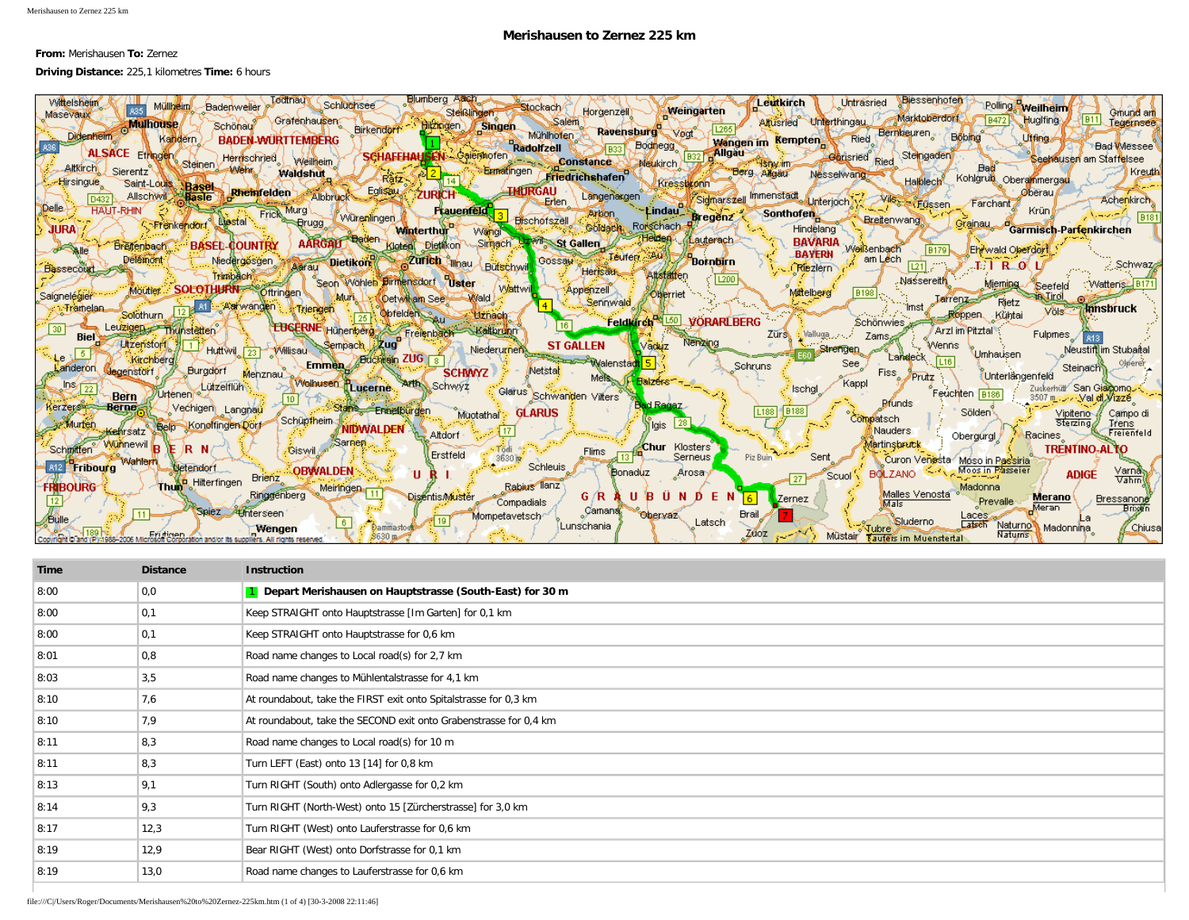# Merishausen to Zernez 225 km

**From:** Merishausen **To:** Zernez

**Driving Distance:** 225,1 kilometres **Time:** 6 hours

| Time | Distance | Instruction |
|---|---|---|
| 8:00 | 0,0 | **1 Depart Merishausen on Hauptstrasse (South-East) for 30 m** |
| 8:00 | 0,1 | Keep STRAIGHT onto Hauptstrasse [Im Garten] for 0,1 km |
| 8:00 | 0,1 | Keep STRAIGHT onto Hauptstrasse for 0,6 km |
| 8:01 | 0,8 | Road name changes to Local road(s) for 2,7 km |
| 8:03 | 3,5 | Road name changes to Mühlentalstrasse for 4,1 km |
| 8:10 | 7,6 | At roundabout, take the FIRST exit onto Spitalstrasse for 0,3 km |
| 8:10 | 7,9 | At roundabout, take the SECOND exit onto Grabenstrasse for 0,4 km |
| 8:11 | 8,3 | Road name changes to Local road(s) for 10 m |
| 8:11 | 8,3 | Turn LEFT (East) onto 13 [14] for 0,8 km |
| 8:13 | 9,1 | Turn RIGHT (South) onto Adlergasse for 0,2 km |
| 8:14 | 9,3 | Turn RIGHT (North-West) onto 15 [Zürcherstrasse] for 3,0 km |
| 8:17 | 12,3 | Turn RIGHT (West) onto Lauferstrasse for 0,6 km |
| 8:19 | 12,9 | Bear RIGHT (West) onto Dorfstrasse for 0,1 km |
| 8:19 | 13,0 | Road name changes to Lauferstrasse for 0,6 km |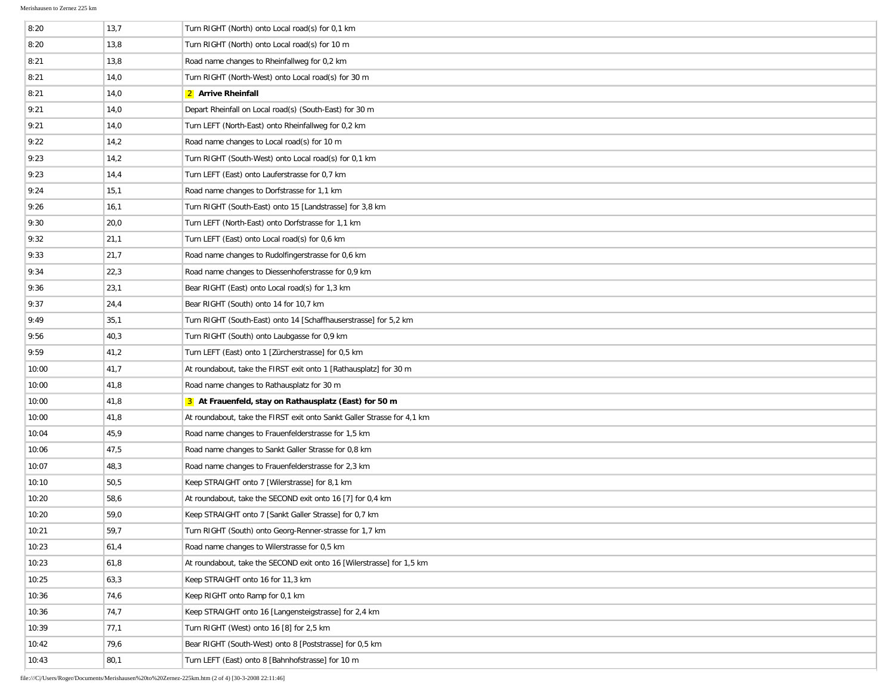| | | |
|---|---|---|
| 8:20 | 13,7 | Turn RIGHT (North) onto Local road(s) for 0,1 km |
| 8:20 | 13,8 | Turn RIGHT (North) onto Local road(s) for 10 m |
| 8:21 | 13,8 | Road name changes to Rheinfallweg for 0,2 km |
| 8:21 | 14,0 | Turn RIGHT (North-West) onto Local road(s) for 30 m |
| 8:21 | 14,0 | **2 Arrive Rheinfall** |
| 9:21 | 14,0 | Depart Rheinfall on Local road(s) (South-East) for 30 m |
| 9:21 | 14,0 | Turn LEFT (North-East) onto Rheinfallweg for 0,2 km |
| 9:22 | 14,2 | Road name changes to Local road(s) for 10 m |
| 9:23 | 14,2 | Turn RIGHT (South-West) onto Local road(s) for 0,1 km |
| 9:23 | 14,4 | Turn LEFT (East) onto Lauferstrasse for 0,7 km |
| 9:24 | 15,1 | Road name changes to Dorfstrasse for 1,1 km |
| 9:26 | 16,1 | Turn RIGHT (South-East) onto 15 [Landstrasse] for 3,8 km |
| 9:30 | 20,0 | Turn LEFT (North-East) onto Dorfstrasse for 1,1 km |
| 9:32 | 21,1 | Turn LEFT (East) onto Local road(s) for 0,6 km |
| 9:33 | 21,7 | Road name changes to Rudolfingerstrasse for 0,6 km |
| 9:34 | 22,3 | Road name changes to Diessenhoferstrasse for 0,9 km |
| 9:36 | 23,1 | Bear RIGHT (East) onto Local road(s) for 1,3 km |
| 9:37 | 24,4 | Bear RIGHT (South) onto 14 for 10,7 km |
| 9:49 | 35,1 | Turn RIGHT (South-East) onto 14 [Schaffhauserstrasse] for 5,2 km |
| 9:56 | 40,3 | Turn RIGHT (South) onto Laubgasse for 0,9 km |
| 9:59 | 41,2 | Turn LEFT (East) onto 1 [Zürcherstrasse] for 0,5 km |
| 10:00 | 41,7 | At roundabout, take the FIRST exit onto 1 [Rathausplatz] for 30 m |
| 10:00 | 41,8 | Road name changes to Rathausplatz for 30 m |
| 10:00 | 41,8 | **3 At Frauenfeld, stay on Rathausplatz (East) for 50 m** |
| 10:00 | 41,8 | At roundabout, take the FIRST exit onto Sankt Galler Strasse for 4,1 km |
| 10:04 | 45,9 | Road name changes to Frauenfelderstrasse for 1,5 km |
| 10:06 | 47,5 | Road name changes to Sankt Galler Strasse for 0,8 km |
| 10:07 | 48,3 | Road name changes to Frauenfelderstrasse for 2,3 km |
| 10:10 | 50,5 | Keep STRAIGHT onto 7 [Wilerstrasse] for 8,1 km |
| 10:20 | 58,6 | At roundabout, take the SECOND exit onto 16 [7] for 0,4 km |
| 10:20 | 59,0 | Keep STRAIGHT onto 7 [Sankt Galler Strasse] for 0,7 km |
| 10:21 | 59,7 | Turn RIGHT (South) onto Georg-Renner-strasse for 1,7 km |
| 10:23 | 61,4 | Road name changes to Wilerstrasse for 0,5 km |
| 10:23 | 61,8 | At roundabout, take the SECOND exit onto 16 [Wilerstrasse] for 1,5 km |
| 10:25 | 63,3 | Keep STRAIGHT onto 16 for 11,3 km |
| 10:36 | 74,6 | Keep RIGHT onto Ramp for 0,1 km |
| 10:36 | 74,7 | Keep STRAIGHT onto 16 [Langensteigstrasse] for 2,4 km |
| 10:39 | 77,1 | Turn RIGHT (West) onto 16 [8] for 2,5 km |
| 10:42 | 79,6 | Bear RIGHT (South-West) onto 8 [Poststrasse] for 0,5 km |
| 10:43 | 80,1 | Turn LEFT (East) onto 8 [Bahnhofstrasse] for 10 m |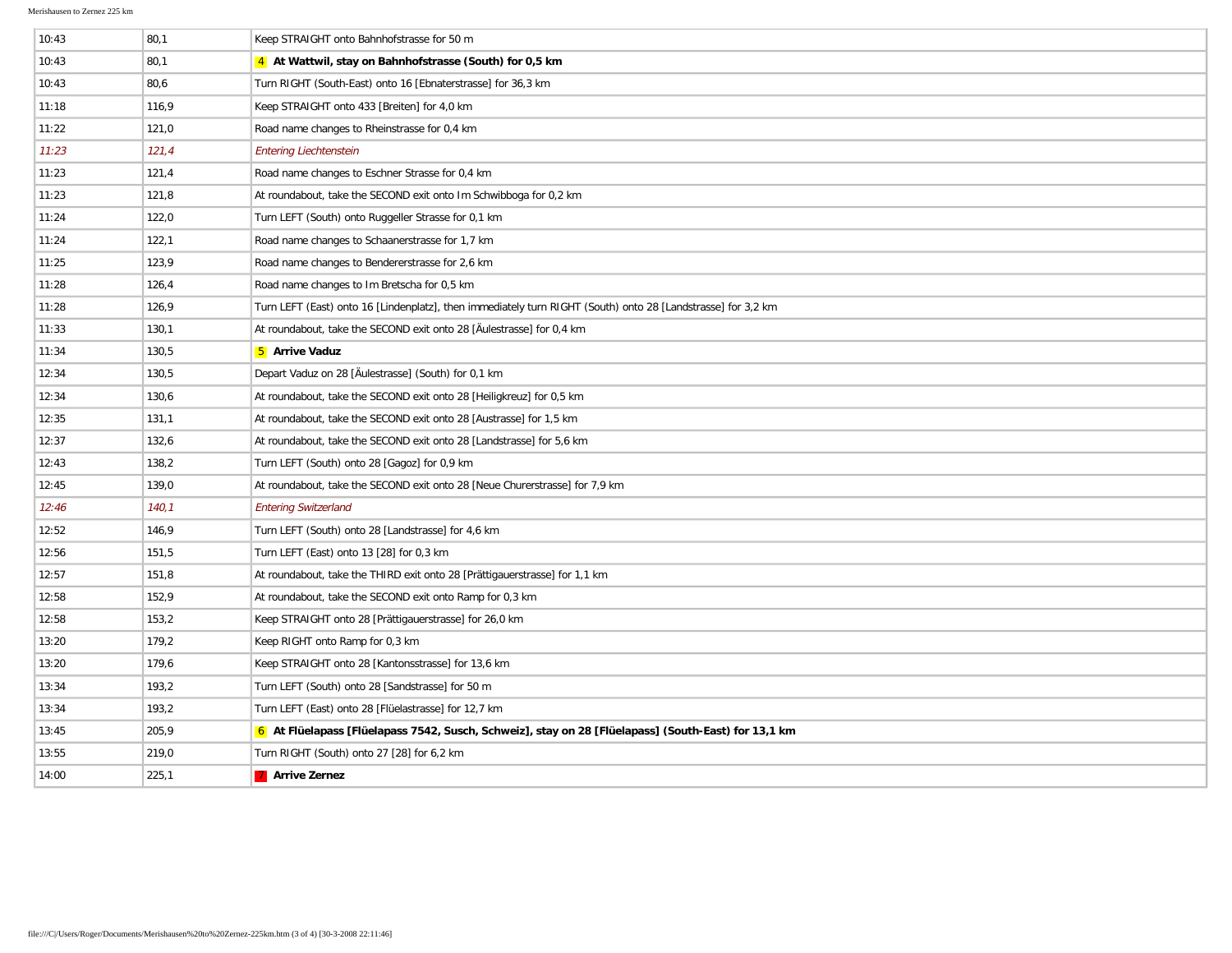| | | |
|---|---|---|
| 10:43 | 80,1 | Keep STRAIGHT onto Bahnhofstrasse for 50 m |
| 10:43 | 80,1 | **4 At Wattwil, stay on Bahnhofstrasse (South) for 0,5 km** |
| 10:43 | 80,6 | Turn RIGHT (South-East) onto 16 [Ebnaterstrasse] for 36,3 km |
| 11:18 | 116,9 | Keep STRAIGHT onto 433 [Breiten] for 4,0 km |
| 11:22 | 121,0 | Road name changes to Rheinstrasse for 0,4 km |
| *11:23* | *121,4* | *Entering Liechtenstein* |
| 11:23 | 121,4 | Road name changes to Eschner Strasse for 0,4 km |
| 11:23 | 121,8 | At roundabout, take the SECOND exit onto Im Schwibboga for 0,2 km |
| 11:24 | 122,0 | Turn LEFT (South) onto Ruggeller Strasse for 0,1 km |
| 11:24 | 122,1 | Road name changes to Schaanerstrasse for 1,7 km |
| 11:25 | 123,9 | Road name changes to Bendererstrasse for 2,6 km |
| 11:28 | 126,4 | Road name changes to Im Bretscha for 0,5 km |
| 11:28 | 126,9 | Turn LEFT (East) onto 16 [Lindenplatz], then immediately turn RIGHT (South) onto 28 [Landstrasse] for 3,2 km |
| 11:33 | 130,1 | At roundabout, take the SECOND exit onto 28 [Äulestrasse] for 0,4 km |
| 11:34 | 130,5 | **5 Arrive Vaduz** |
| 12:34 | 130,5 | Depart Vaduz on 28 [Äulestrasse] (South) for 0,1 km |
| 12:34 | 130,6 | At roundabout, take the SECOND exit onto 28 [Heiligkreuz] for 0,5 km |
| 12:35 | 131,1 | At roundabout, take the SECOND exit onto 28 [Austrasse] for 1,5 km |
| 12:37 | 132,6 | At roundabout, take the SECOND exit onto 28 [Landstrasse] for 5,6 km |
| 12:43 | 138,2 | Turn LEFT (South) onto 28 [Gagoz] for 0,9 km |
| 12:45 | 139,0 | At roundabout, take the SECOND exit onto 28 [Neue Churerstrasse] for 7,9 km |
| *12:46* | *140,1* | *Entering Switzerland* |
| 12:52 | 146,9 | Turn LEFT (South) onto 28 [Landstrasse] for 4,6 km |
| 12:56 | 151,5 | Turn LEFT (East) onto 13 [28] for 0,3 km |
| 12:57 | 151,8 | At roundabout, take the THIRD exit onto 28 [Prättigauerstrasse] for 1,1 km |
| 12:58 | 152,9 | At roundabout, take the SECOND exit onto Ramp for 0,3 km |
| 12:58 | 153,2 | Keep STRAIGHT onto 28 [Prättigauerstrasse] for 26,0 km |
| 13:20 | 179,2 | Keep RIGHT onto Ramp for 0,3 km |
| 13:20 | 179,6 | Keep STRAIGHT onto 28 [Kantonsstrasse] for 13,6 km |
| 13:34 | 193,2 | Turn LEFT (South) onto 28 [Sandstrasse] for 50 m |
| 13:34 | 193,2 | Turn LEFT (East) onto 28 [Flüelastrasse] for 12,7 km |
| 13:45 | 205,9 | **6 At Flüelapass [Flüelapass 7542, Susch, Schweiz], stay on 28 [Flüelapass] (South-East) for 13,1 km** |
| 13:55 | 219,0 | Turn RIGHT (South) onto 27 [28] for 6,2 km |
| 14:00 | 225,1 | **7 Arrive Zernez** |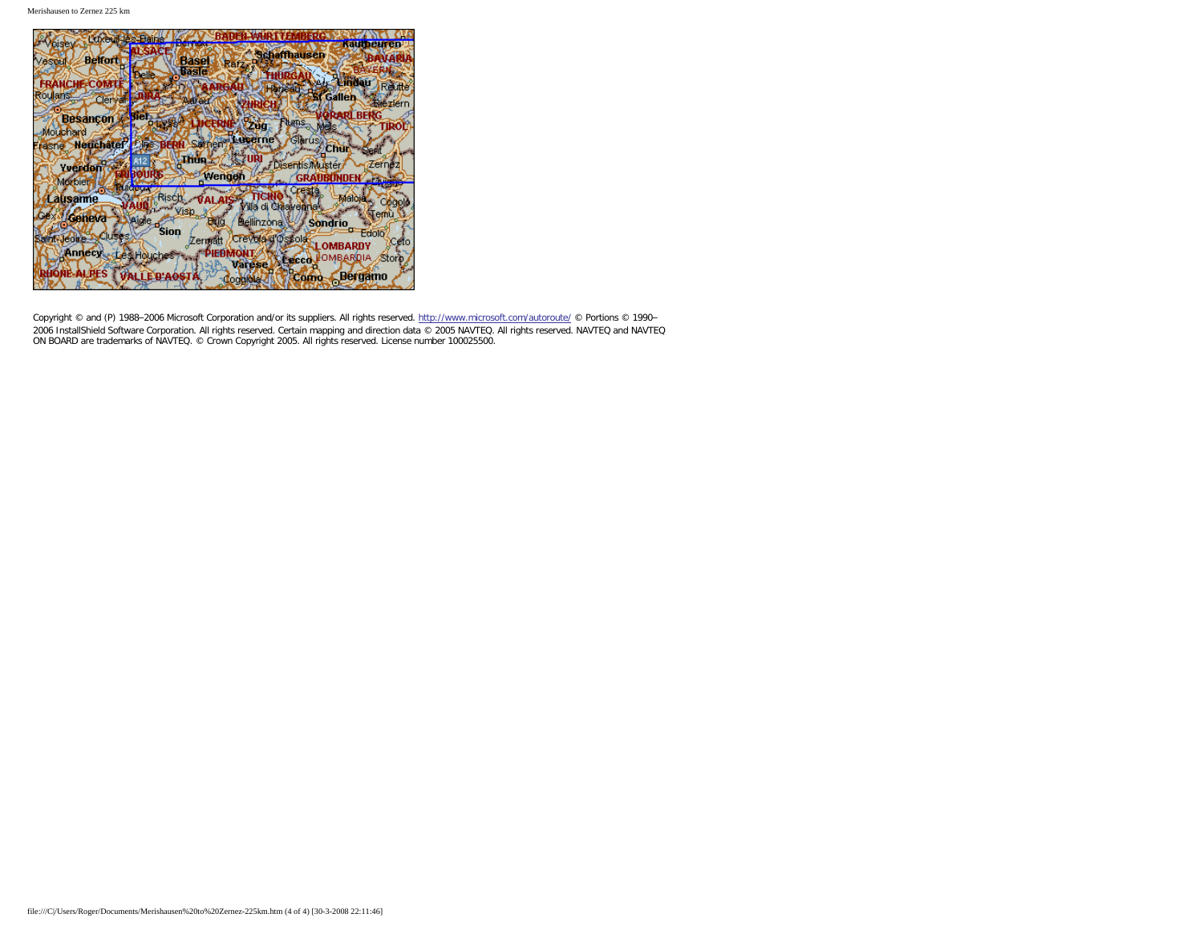Copyright © and (P) 1988–2006 Microsoft Corporation and/or its suppliers. All rights reserved. http://www.microsoft.com/autoroute/ © Portions © 1990–2006 InstallShield Software Corporation. All rights reserved. Certain mapping and direction data © 2005 NAVTEQ. All rights reserved. NAVTEQ and NAVTEQ ON BOARD are trademarks of NAVTEQ. © Crown Copyright 2005. All rights reserved. License number 100025500.